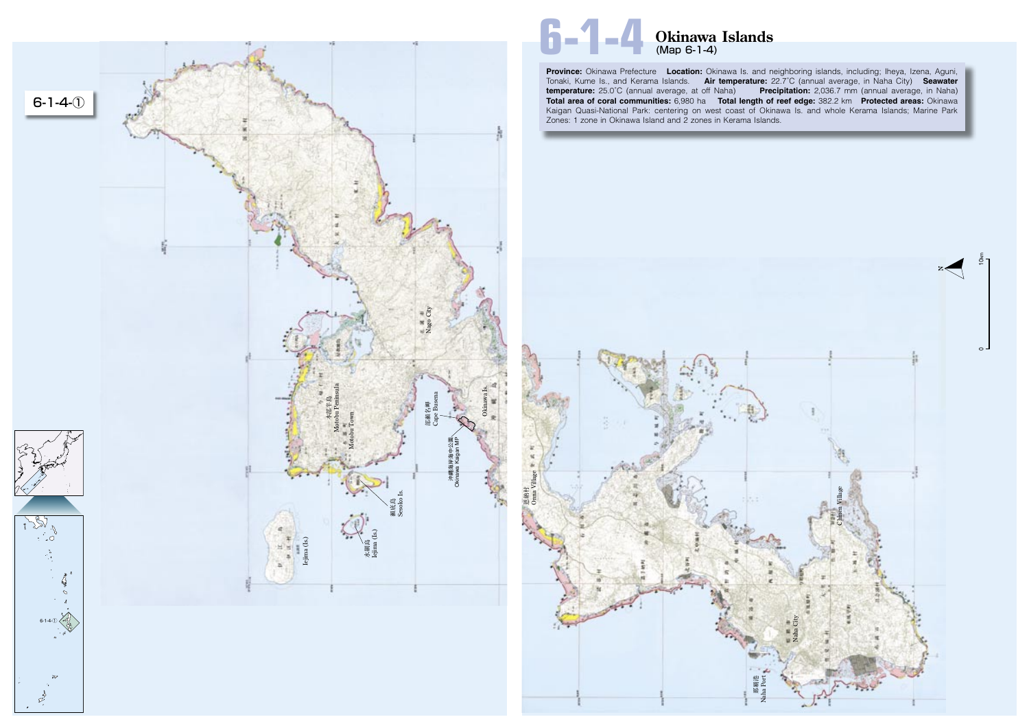# 6-1-4 Okinawa Islands

(Map 6-1-4)

**Province:** Okinawa Prefecture **Location:** Okinawa Is. and neighboring islands, including; Iheya, Izena, Aguni, Tonaki, Kume Is., and Kerama Islands. **Air temperature:** 22.7˚C (annual average, in Naha City) **Seawater temperature:** 25.0˚C (annual average, at off Naha) **Precipitation:** 2,036.7 mm (annual average, in Naha) **Total area of coral communities:** 6,980 ha **Total length of reef edge:** 382.2 km **Protected areas:** Okinawa Kaigan Quasi-National Park: centering on west coast of Okinawa Is. and whole Kerama Islands; Marine Park Zones: 1 zone in Okinawa Island and 2 zones in Kerama Islands.

6-1-4-①

Nago City

本部半島 Motobu Peninsula

Motobu Town

部瀬名岬 Cape Busena

沖縄海岸海中公園 Okinawa Kaigan MP

Okinawa Is.

瀬底島 Sesoko Is.

水納島 Minna (Is.)

Iejima (Is.)

恩納村 Onna Village

Chinen Village

Naha City

那覇港 Naha Port

N

0 10km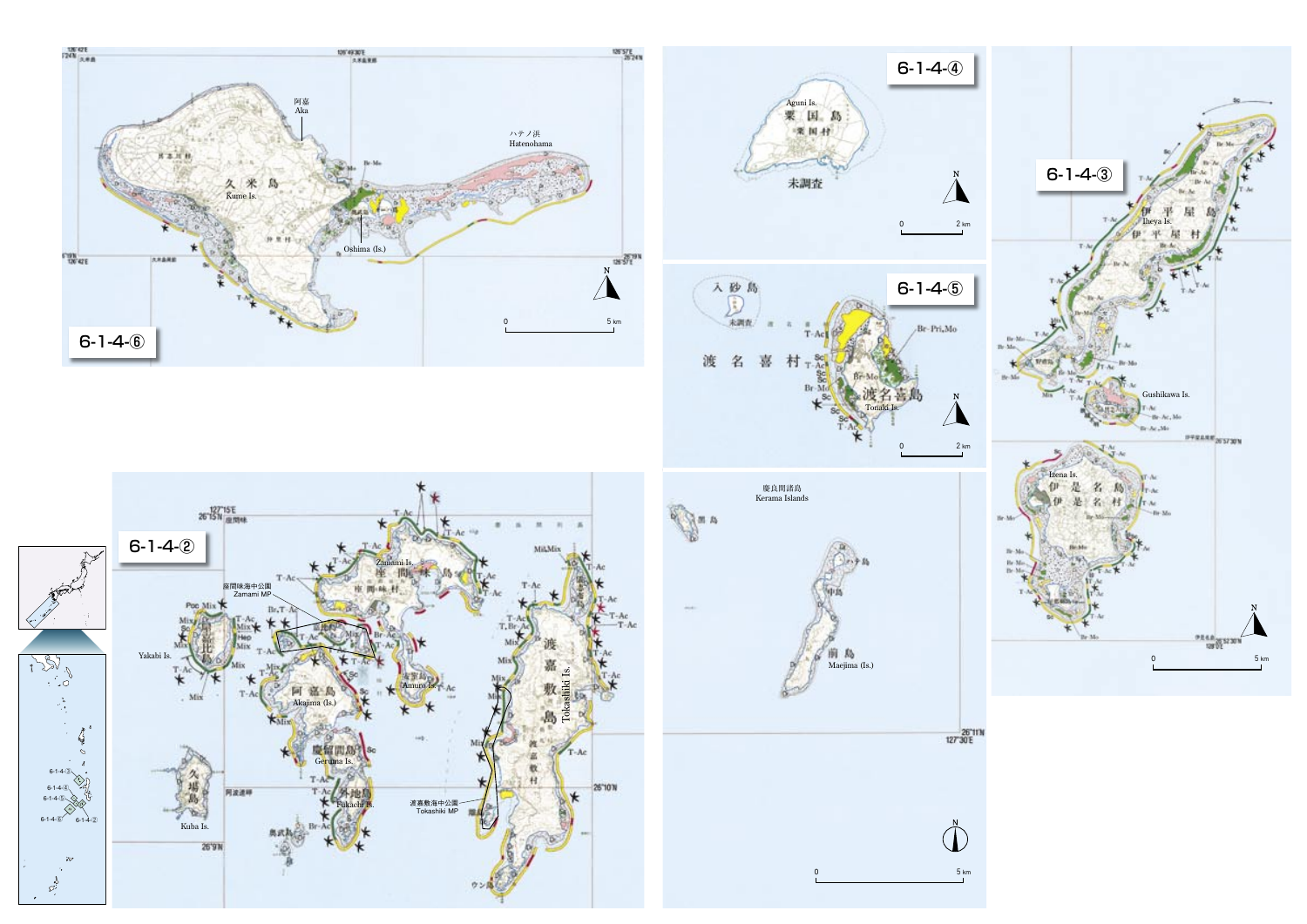6-1-4-⑥

久米島
Kume Is.

阿嘉
Aka

ハテノ浜
Hatenohama

Oshima (Is.)

6-1-4-④

粟国島
Aguni Is.
粟国村

未調査

6-1-4-⑤

入砂島

未調査

渡名喜村

渡名喜島
Tonaki Is.

6-1-4-③

伊平屋島
Iheya Is.
伊平屋村

Gushikawa Is.

伊是名島
Izena Is.
伊是名村

6-1-4-②

座間味島
Zamami Is.
座間味村

座間味海中公園
Zamami MP

Yakabi Is.

阿嘉島
Akajima (Is.)

慶留間島
Geruma Is.

外地島
Fukachi Is.

Amuro Is.

渡嘉敷島
Tokashiki Is.
渡嘉敷村

渡嘉敷海中公園
Tokashiki MP

久場島
Kuba Is.

慶良間諸島
Kerama Islands

前島
Maejima (Is.)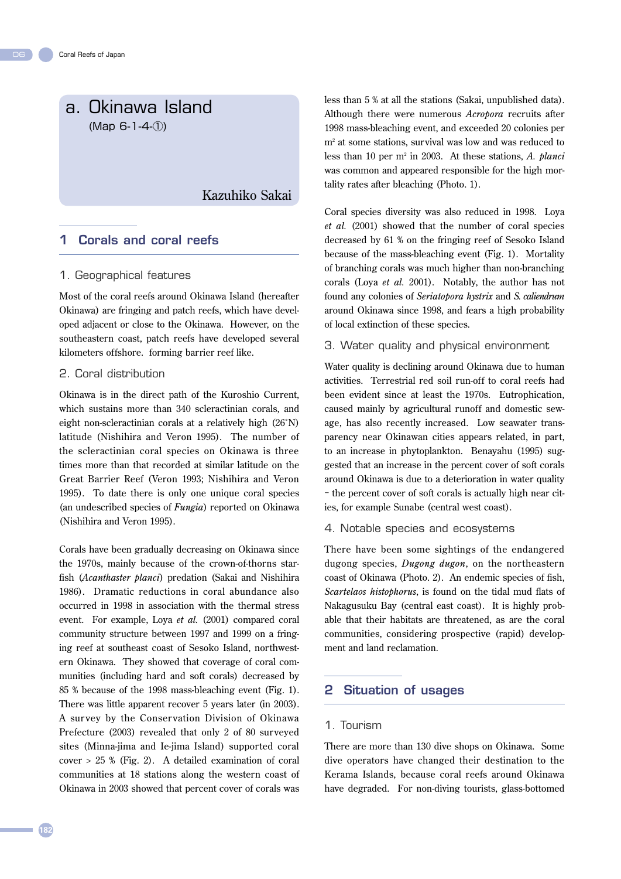# a. Okinawa Island

(Map 6-1-4-①)

Kazuhiko Sakai

## 1 Corals and coral reefs

### 1. Geographical features

Most of the coral reefs around Okinawa Island (hereafter Okinawa) are fringing and patch reefs, which have developed adjacent or close to the Okinawa. However, on the southeastern coast, patch reefs have developed several kilometers offshore. forming barrier reef like.

### 2. Coral distribution

Okinawa is in the direct path of the Kuroshio Current, which sustains more than 340 scleractinian corals, and eight non-scleractinian corals at a relatively high (26°N) latitude (Nishihira and Veron 1995). The number of the scleractinian coral species on Okinawa is three times more than that recorded at similar latitude on the Great Barrier Reef (Veron 1993; Nishihira and Veron 1995). To date there is only one unique coral species (an undescribed species of *Fungia*) reported on Okinawa (Nishihira and Veron 1995).

Corals have been gradually decreasing on Okinawa since the 1970s, mainly because of the crown-of-thorns starfish (*Acanthaster planci*) predation (Sakai and Nishihira 1986). Dramatic reductions in coral abundance also occurred in 1998 in association with the thermal stress event. For example, Loya *et al.* (2001) compared coral community structure between 1997 and 1999 on a fringing reef at southeast coast of Sesoko Island, northwestern Okinawa. They showed that coverage of coral communities (including hard and soft corals) decreased by 85 % because of the 1998 mass-bleaching event (Fig. 1). There was little apparent recover 5 years later (in 2003). A survey by the Conservation Division of Okinawa Prefecture (2003) revealed that only 2 of 80 surveyed sites (Minna-jima and Ie-jima Island) supported coral cover > 25 % (Fig. 2). A detailed examination of coral communities at 18 stations along the western coast of Okinawa in 2003 showed that percent cover of corals was less than 5 % at all the stations (Sakai, unpublished data). Although there were numerous *Acropora* recruits after 1998 mass-bleaching event, and exceeded 20 colonies per $m^2$ at some stations, survival was low and was reduced to less than 10 per $m^2$ in 2003. At these stations, *A. planci* was common and appeared responsible for the high mortality rates after bleaching (Photo. 1).

Coral species diversity was also reduced in 1998. Loya *et al.* (2001) showed that the number of coral species decreased by 61 % on the fringing reef of Sesoko Island because of the mass-bleaching event (Fig. 1). Mortality of branching corals was much higher than non-branching corals (Loya *et al.* 2001). Notably, the author has not found any colonies of *Seriatopora hystrix* and *S. caliendrum* around Okinawa since 1998, and fears a high probability of local extinction of these species.

### 3. Water quality and physical environment

Water quality is declining around Okinawa due to human activities. Terrestrial red soil run-off to coral reefs had been evident since at least the 1970s. Eutrophication, caused mainly by agricultural runoff and domestic sewage, has also recently increased. Low seawater transparency near Okinawan cities appears related, in part, to an increase in phytoplankton. Benayahu (1995) suggested that an increase in the percent cover of soft corals around Okinawa is due to a deterioration in water quality – the percent cover of soft corals is actually high near cities, for example Sunabe (central west coast).

### 4. Notable species and ecosystems

There have been some sightings of the endangered dugong species, *Dugong dugon*, on the northeastern coast of Okinawa (Photo. 2). An endemic species of fish, *Scartelaos histophorus*, is found on the tidal mud flats of Nakagusuku Bay (central east coast). It is highly probable that their habitats are threatened, as are the coral communities, considering prospective (rapid) development and land reclamation.

## 2 Situation of usages

### 1. Tourism

There are more than 130 dive shops on Okinawa. Some dive operators have changed their destination to the Kerama Islands, because coral reefs around Okinawa have degraded. For non-diving tourists, glass-bottomed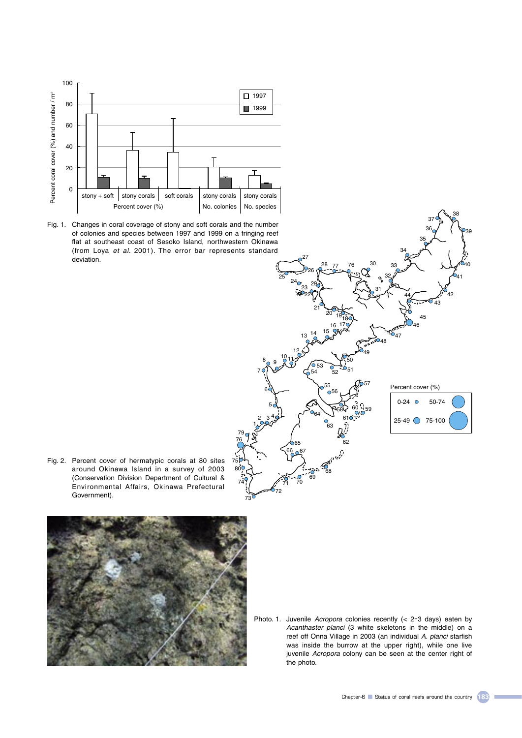Fig. 1. Changes in coral coverage of stony and soft corals and the number of colonies and species between 1997 and 1999 on a fringing reef flat at southeast coast of Sesoko Island, northwestern Okinawa (from Loya *et al.* 2001). The error bar represents standard deviation.

Fig. 2. Percent cover of hermatypic corals at 80 sites around Okinawa Island in a survey of 2003 (Conservation Division Department of Cultural & Environmental Affairs, Okinawa Prefectural Government).

Photo. 1. Juvenile *Acropora* colonies recently (< 2-3 days) eaten by *Acanthaster planci* (3 white skeletons in the middle) on a reef off Onna Village in 2003 (an individual *A. planci* starfish was inside the burrow at the upper right), while one live juvenile *Acropora* colony can be seen at the center right of the photo.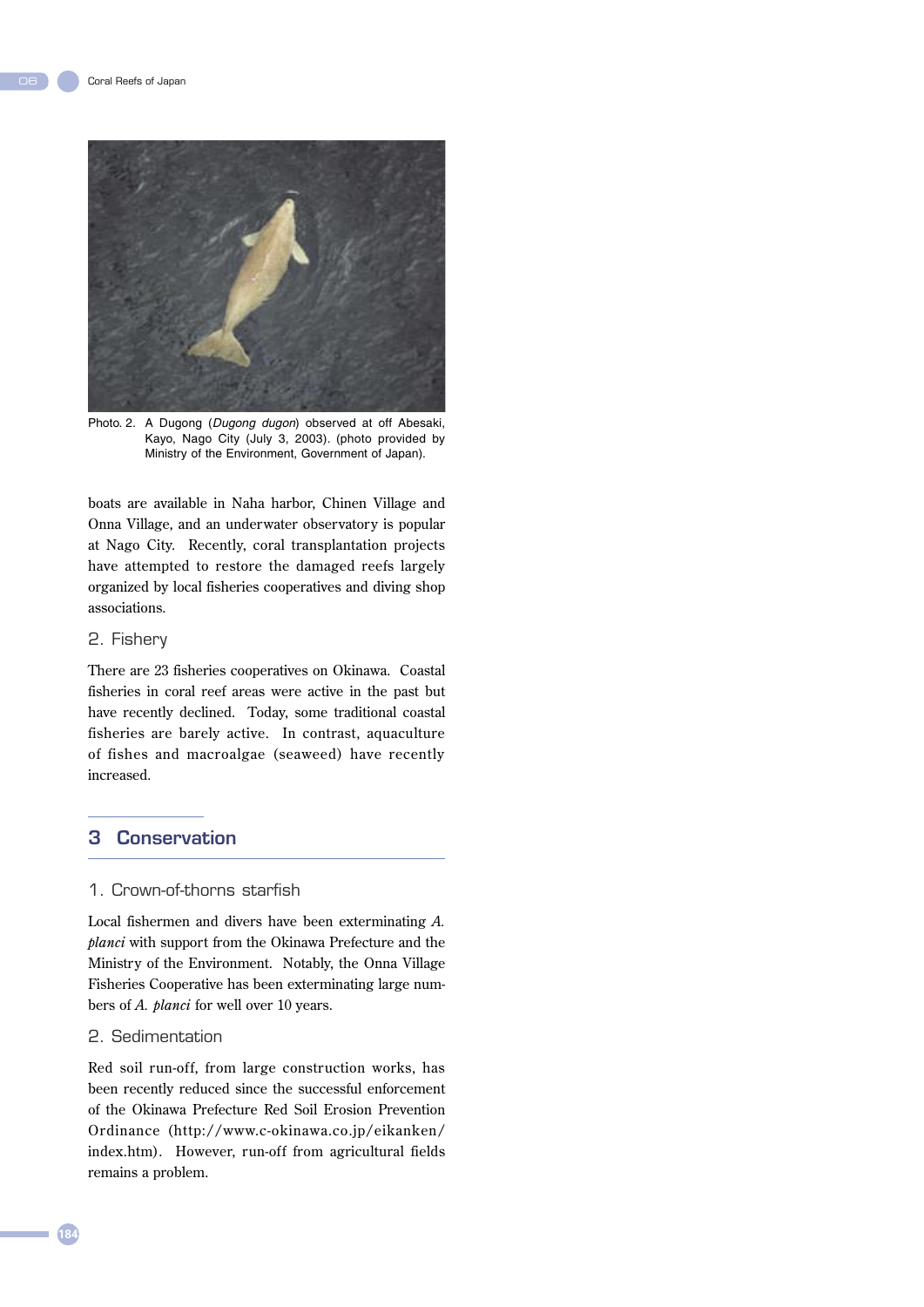Photo. 2. A Dugong (*Dugong dugon*) observed at off Abesaki, Kayo, Nago City (July 3, 2003). (photo provided by Ministry of the Environment, Government of Japan).

boats are available in Naha harbor, Chinen Village and Onna Village, and an underwater observatory is popular at Nago City. Recently, coral transplantation projects have attempted to restore the damaged reefs largely organized by local fisheries cooperatives and diving shop associations.

### 2. Fishery

There are 23 fisheries cooperatives on Okinawa. Coastal fisheries in coral reef areas were active in the past but have recently declined. Today, some traditional coastal fisheries are barely active. In contrast, aquaculture of fishes and macroalgae (seaweed) have recently increased.

## 3 Conservation

### 1. Crown-of-thorns starfish

Local fishermen and divers have been exterminating *A. planci* with support from the Okinawa Prefecture and the Ministry of the Environment. Notably, the Onna Village Fisheries Cooperative has been exterminating large numbers of *A. planci* for well over 10 years.

### 2. Sedimentation

Red soil run-off, from large construction works, has been recently reduced since the successful enforcement of the Okinawa Prefecture Red Soil Erosion Prevention Ordinance (http://www.c-okinawa.co.jp/eikanken/index.htm). However, run-off from agricultural fields remains a problem.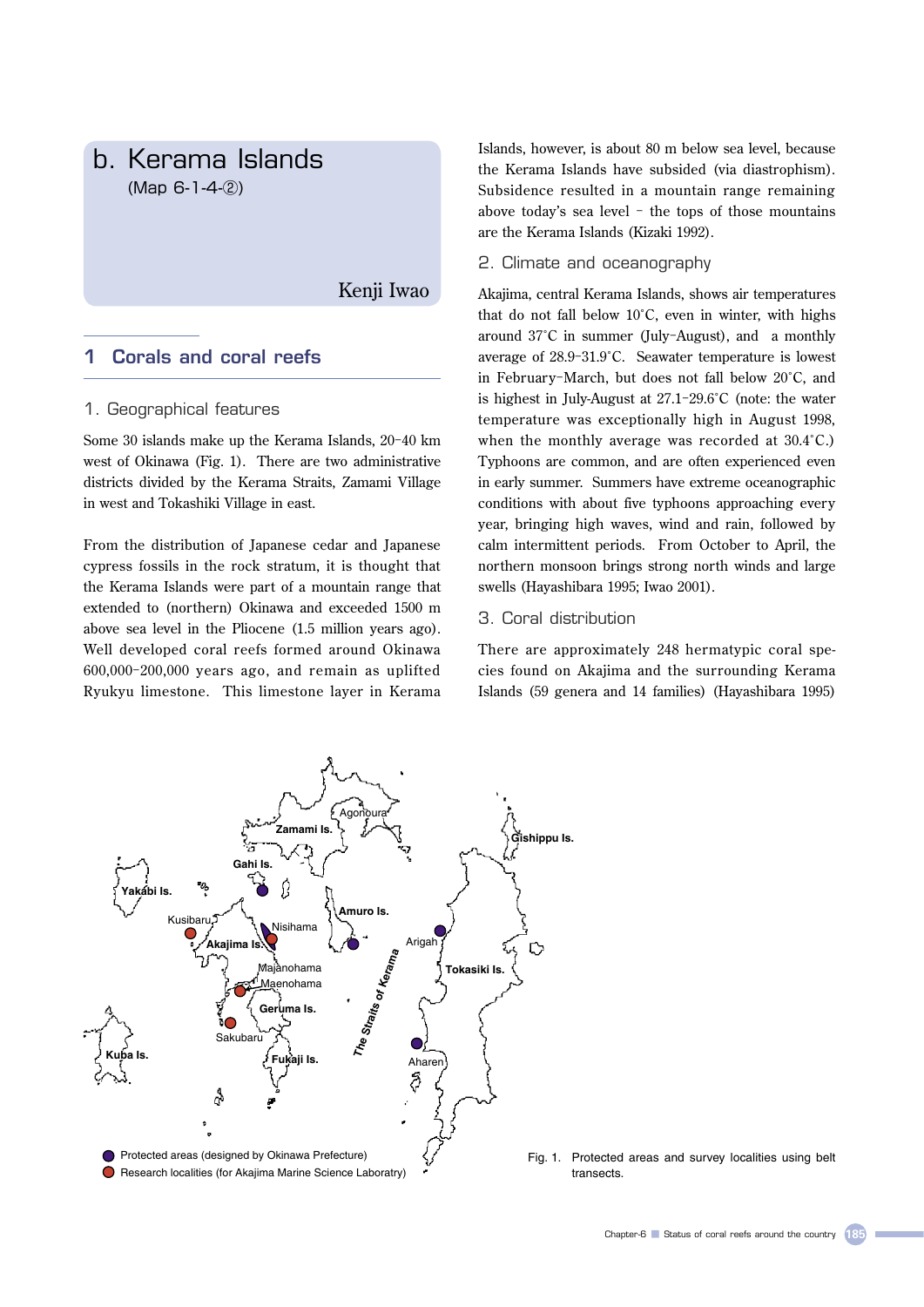# b. Kerama Islands

(Map 6-1-4-②)

Kenji Iwao

## 1 Corals and coral reefs

### 1. Geographical features

Some 30 islands make up the Kerama Islands, 20-40 km west of Okinawa (Fig. 1). There are two administrative districts divided by the Kerama Straits, Zamami Village in west and Tokashiki Village in east.

From the distribution of Japanese cedar and Japanese cypress fossils in the rock stratum, it is thought that the Kerama Islands were part of a mountain range that extended to (northern) Okinawa and exceeded 1500 m above sea level in the Pliocene (1.5 million years ago). Well developed coral reefs formed around Okinawa 600,000-200,000 years ago, and remain as uplifted Ryukyu limestone. This limestone layer in Kerama Islands, however, is about 80 m below sea level, because the Kerama Islands have subsided (via diastrophism). Subsidence resulted in a mountain range remaining above today's sea level – the tops of those mountains are the Kerama Islands (Kizaki 1992).

### 2. Climate and oceanography

Akajima, central Kerama Islands, shows air temperatures that do not fall below 10°C, even in winter, with highs around 37°C in summer (July-August), and a monthly average of 28.9-31.9°C. Seawater temperature is lowest in February-March, but does not fall below 20°C, and is highest in July-August at 27.1-29.6°C (note: the water temperature was exceptionally high in August 1998, when the monthly average was recorded at 30.4°C.) Typhoons are common, and are often experienced even in early summer. Summers have extreme oceanographic conditions with about five typhoons approaching every year, bringing high waves, wind and rain, followed by calm intermittent periods. From October to April, the northern monsoon brings strong north winds and large swells (Hayashibara 1995; Iwao 2001).

### 3. Coral distribution

There are approximately 248 hermatypic coral species found on Akajima and the surrounding Kerama Islands (59 genera and 14 families) (Hayashibara 1995)

Protected areas (designed by Okinawa Prefecture)
Research localities (for Akajima Marine Science Laboratry)

Fig. 1. Protected areas and survey localities using belt transects.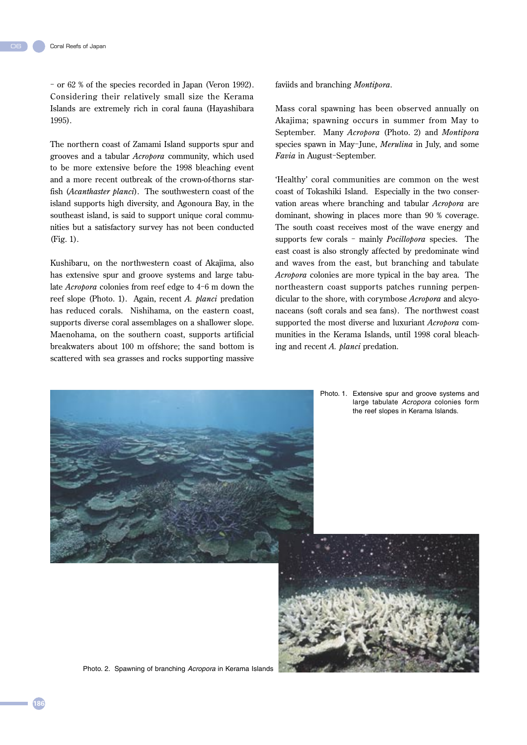– or 62 % of the species recorded in Japan (Veron 1992). Considering their relatively small size the Kerama Islands are extremely rich in coral fauna (Hayashibara 1995).

The northern coast of Zamami Island supports spur and grooves and a tabular *Acropora* community, which used to be more extensive before the 1998 bleaching event and a more recent outbreak of the crown-of-thorns starfish (*Acanthaster planci*). The southwestern coast of the island supports high diversity, and Agonoura Bay, in the southeast island, is said to support unique coral communities but a satisfactory survey has not been conducted (Fig. 1).

Kushibaru, on the northwestern coast of Akajima, also has extensive spur and groove systems and large tabulate *Acropora* colonies from reef edge to 4–6 m down the reef slope (Photo. 1). Again, recent *A. planci* predation has reduced corals. Nishihama, on the eastern coast, supports diverse coral assemblages on a shallower slope. Maenohama, on the southern coast, supports artificial breakwaters about 100 m offshore; the sand bottom is scattered with sea grasses and rocks supporting massive faviids and branching *Montipora*.

Mass coral spawning has been observed annually on Akajima; spawning occurs in summer from May to September. Many *Acropora* (Photo. 2) and *Montipora* species spawn in May–June, *Merulina* in July, and some *Favia* in August–September.

'Healthy' coral communities are common on the west coast of Tokashiki Island. Especially in the two conservation areas where branching and tabular *Acropora* are dominant, showing in places more than 90 % coverage. The south coast receives most of the wave energy and supports few corals – mainly *Pocillopora* species. The east coast is also strongly affected by predominate wind and waves from the east, but branching and tabulate *Acropora* colonies are more typical in the bay area. The northeastern coast supports patches running perpendicular to the shore, with corymbose *Acropora* and alcyonaceans (soft corals and sea fans). The northwest coast supported the most diverse and luxuriant *Acropora* communities in the Kerama Islands, until 1998 coral bleaching and recent *A. planci* predation.

Photo. 1. Extensive spur and groove systems and large tabulate *Acropora* colonies form the reef slopes in Kerama Islands.

Photo. 2. Spawning of branching *Acropora* in Kerama Islands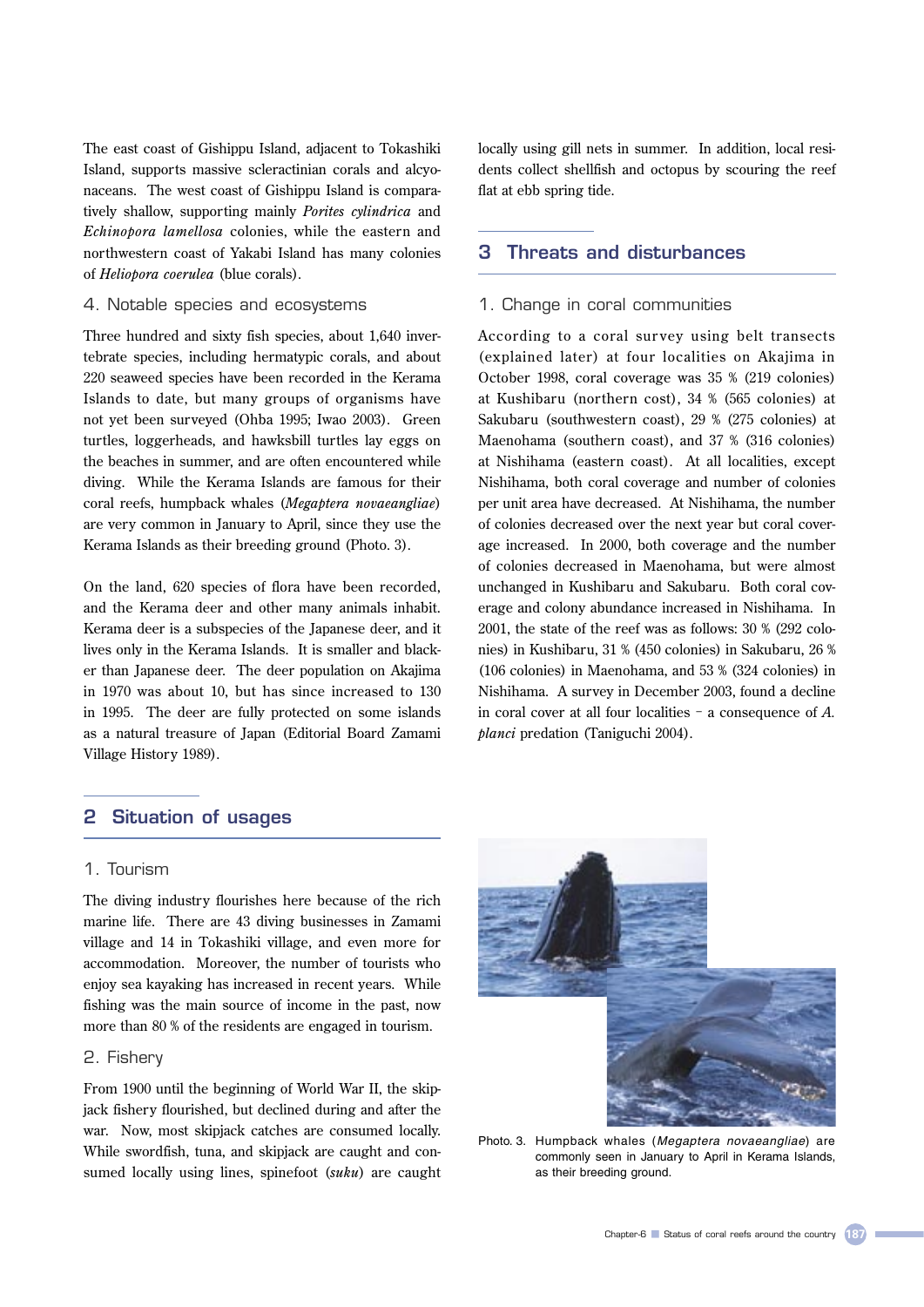The east coast of Gishippu Island, adjacent to Tokashiki Island, supports massive scleractinian corals and alcyonaceans. The west coast of Gishippu Island is comparatively shallow, supporting mainly *Porites cylindrica* and *Echinopora lamellosa* colonies, while the eastern and northwestern coast of Yakabi Island has many colonies of *Heliopora coerulea* (blue corals).

### 4. Notable species and ecosystems

Three hundred and sixty fish species, about 1,640 invertebrate species, including hermatypic corals, and about 220 seaweed species have been recorded in the Kerama Islands to date, but many groups of organisms have not yet been surveyed (Ohba 1995; Iwao 2003). Green turtles, loggerheads, and hawksbill turtles lay eggs on the beaches in summer, and are often encountered while diving. While the Kerama Islands are famous for their coral reefs, humpback whales (*Megaptera novaeangliae*) are very common in January to April, since they use the Kerama Islands as their breeding ground (Photo. 3).

On the land, 620 species of flora have been recorded, and the Kerama deer and other many animals inhabit. Kerama deer is a subspecies of the Japanese deer, and it lives only in the Kerama Islands. It is smaller and blacker than Japanese deer. The deer population on Akajima in 1970 was about 10, but has since increased to 130 in 1995. The deer are fully protected on some islands as a natural treasure of Japan (Editorial Board Zamami Village History 1989).

## 2 Situation of usages

### 1. Tourism

The diving industry flourishes here because of the rich marine life. There are 43 diving businesses in Zamami village and 14 in Tokashiki village, and even more for accommodation. Moreover, the number of tourists who enjoy sea kayaking has increased in recent years. While fishing was the main source of income in the past, now more than 80 % of the residents are engaged in tourism.

### 2. Fishery

From 1900 until the beginning of World War II, the skipjack fishery flourished, but declined during and after the war. Now, most skipjack catches are consumed locally. While swordfish, tuna, and skipjack are caught and consumed locally using lines, spinefoot (*suku*) are caught locally using gill nets in summer. In addition, local residents collect shellfish and octopus by scouring the reef flat at ebb spring tide.

## 3 Threats and disturbances

### 1. Change in coral communities

According to a coral survey using belt transects (explained later) at four localities on Akajima in October 1998, coral coverage was 35 % (219 colonies) at Kushibaru (northern cost), 34 % (565 colonies) at Sakubaru (southwestern coast), 29 % (275 colonies) at Maenohama (southern coast), and 37 % (316 colonies) at Nishihama (eastern coast). At all localities, except Nishihama, both coral coverage and number of colonies per unit area have decreased. At Nishihama, the number of colonies decreased over the next year but coral coverage increased. In 2000, both coverage and the number of colonies decreased in Maenohama, but were almost unchanged in Kushibaru and Sakubaru. Both coral coverage and colony abundance increased in Nishihama. In 2001, the state of the reef was as follows: 30 % (292 colonies) in Kushibaru, 31 % (450 colonies) in Sakubaru, 26 % (106 colonies) in Maenohama, and 53 % (324 colonies) in Nishihama. A survey in December 2003, found a decline in coral cover at all four localities – a consequence of *A. planci* predation (Taniguchi 2004).

Photo. 3. Humpback whales (*Megaptera novaeangliae*) are commonly seen in January to April in Kerama Islands, as their breeding ground.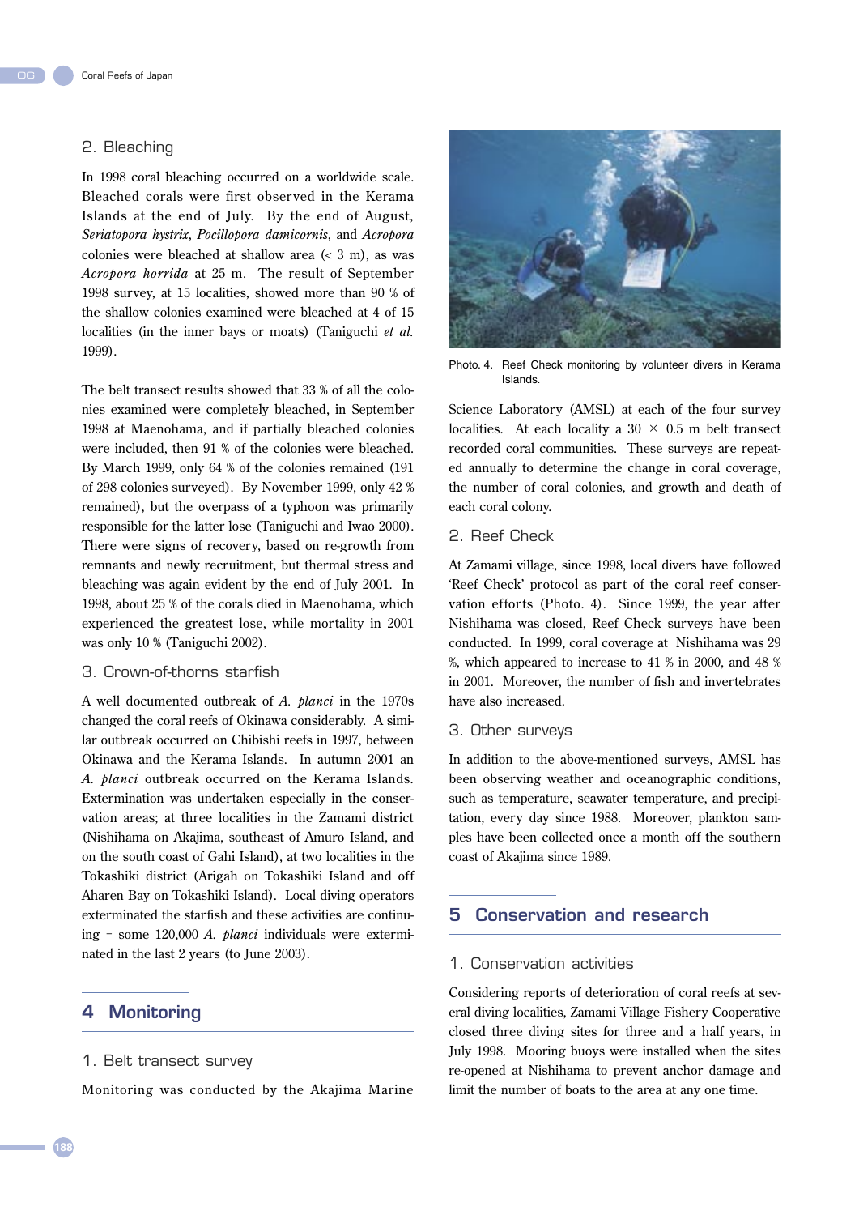## 2. Bleaching

In 1998 coral bleaching occurred on a worldwide scale. Bleached corals were first observed in the Kerama Islands at the end of July. By the end of August, *Seriatopora hystrix*, *Pocillopora damicornis*, and *Acropora* colonies were bleached at shallow area (< 3 m), as was *Acropora horrida* at 25 m. The result of September 1998 survey, at 15 localities, showed more than 90 % of the shallow colonies examined were bleached at 4 of 15 localities (in the inner bays or moats) (Taniguchi *et al.* 1999).

The belt transect results showed that 33 % of all the colonies examined were completely bleached, in September 1998 at Maenohama, and if partially bleached colonies were included, then 91 % of the colonies were bleached. By March 1999, only 64 % of the colonies remained (191 of 298 colonies surveyed). By November 1999, only 42 % remained), but the overpass of a typhoon was primarily responsible for the latter lose (Taniguchi and Iwao 2000). There were signs of recovery, based on re-growth from remnants and newly recruitment, but thermal stress and bleaching was again evident by the end of July 2001. In 1998, about 25 % of the corals died in Maenohama, which experienced the greatest lose, while mortality in 2001 was only 10 % (Taniguchi 2002).

## 3. Crown-of-thorns starfish

A well documented outbreak of *A. planci* in the 1970s changed the coral reefs of Okinawa considerably. A similar outbreak occurred on Chibishi reefs in 1997, between Okinawa and the Kerama Islands. In autumn 2001 an *A. planci* outbreak occurred on the Kerama Islands. Extermination was undertaken especially in the conservation areas; at three localities in the Zamami district (Nishihama on Akajima, southeast of Amuro Island, and on the south coast of Gahi Island), at two localities in the Tokashiki district (Arigah on Tokashiki Island and off Aharen Bay on Tokashiki Island). Local diving operators exterminated the starfish and these activities are continuing – some 120,000 *A. planci* individuals were exterminated in the last 2 years (to June 2003).

# 4 Monitoring

## 1. Belt transect survey

Monitoring was conducted by the Akajima Marine Science Laboratory (AMSL) at each of the four survey localities. At each locality a 30 × 0.5 m belt transect recorded coral communities. These surveys are repeated annually to determine the change in coral coverage, the number of coral colonies, and growth and death of each coral colony.

Photo. 4. Reef Check monitoring by volunteer divers in Kerama Islands.

## 2. Reef Check

At Zamami village, since 1998, local divers have followed 'Reef Check' protocol as part of the coral reef conservation efforts (Photo. 4). Since 1999, the year after Nishihama was closed, Reef Check surveys have been conducted. In 1999, coral coverage at Nishihama was 29 %, which appeared to increase to 41 % in 2000, and 48 % in 2001. Moreover, the number of fish and invertebrates have also increased.

## 3. Other surveys

In addition to the above-mentioned surveys, AMSL has been observing weather and oceanographic conditions, such as temperature, seawater temperature, and precipitation, every day since 1988. Moreover, plankton samples have been collected once a month off the southern coast of Akajima since 1989.

# 5 Conservation and research

## 1. Conservation activities

Considering reports of deterioration of coral reefs at several diving localities, Zamami Village Fishery Cooperative closed three diving sites for three and a half years, in July 1998. Mooring buoys were installed when the sites re-opened at Nishihama to prevent anchor damage and limit the number of boats to the area at any one time.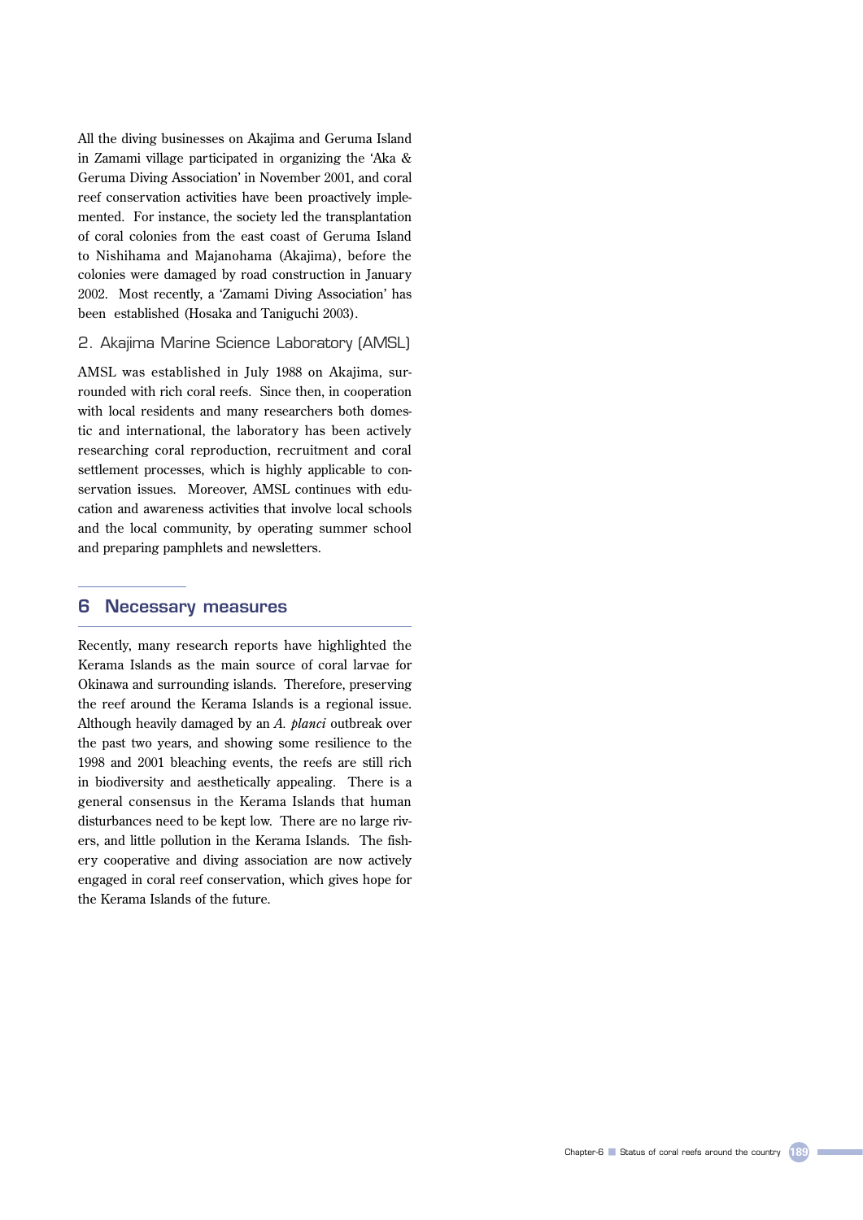All the diving businesses on Akajima and Geruma Island in Zamami village participated in organizing the 'Aka & Geruma Diving Association' in November 2001, and coral reef conservation activities have been proactively implemented. For instance, the society led the transplantation of coral colonies from the east coast of Geruma Island to Nishihama and Majanohama (Akajima), before the colonies were damaged by road construction in January 2002. Most recently, a 'Zamami Diving Association' has been established (Hosaka and Taniguchi 2003).

### 2. Akajima Marine Science Laboratory (AMSL)

AMSL was established in July 1988 on Akajima, surrounded with rich coral reefs. Since then, in cooperation with local residents and many researchers both domestic and international, the laboratory has been actively researching coral reproduction, recruitment and coral settlement processes, which is highly applicable to conservation issues. Moreover, AMSL continues with education and awareness activities that involve local schools and the local community, by operating summer school and preparing pamphlets and newsletters.

## 6 Necessary measures

Recently, many research reports have highlighted the Kerama Islands as the main source of coral larvae for Okinawa and surrounding islands. Therefore, preserving the reef around the Kerama Islands is a regional issue. Although heavily damaged by an *A. planci* outbreak over the past two years, and showing some resilience to the 1998 and 2001 bleaching events, the reefs are still rich in biodiversity and aesthetically appealing. There is a general consensus in the Kerama Islands that human disturbances need to be kept low. There are no large rivers, and little pollution in the Kerama Islands. The fishery cooperative and diving association are now actively engaged in coral reef conservation, which gives hope for the Kerama Islands of the future.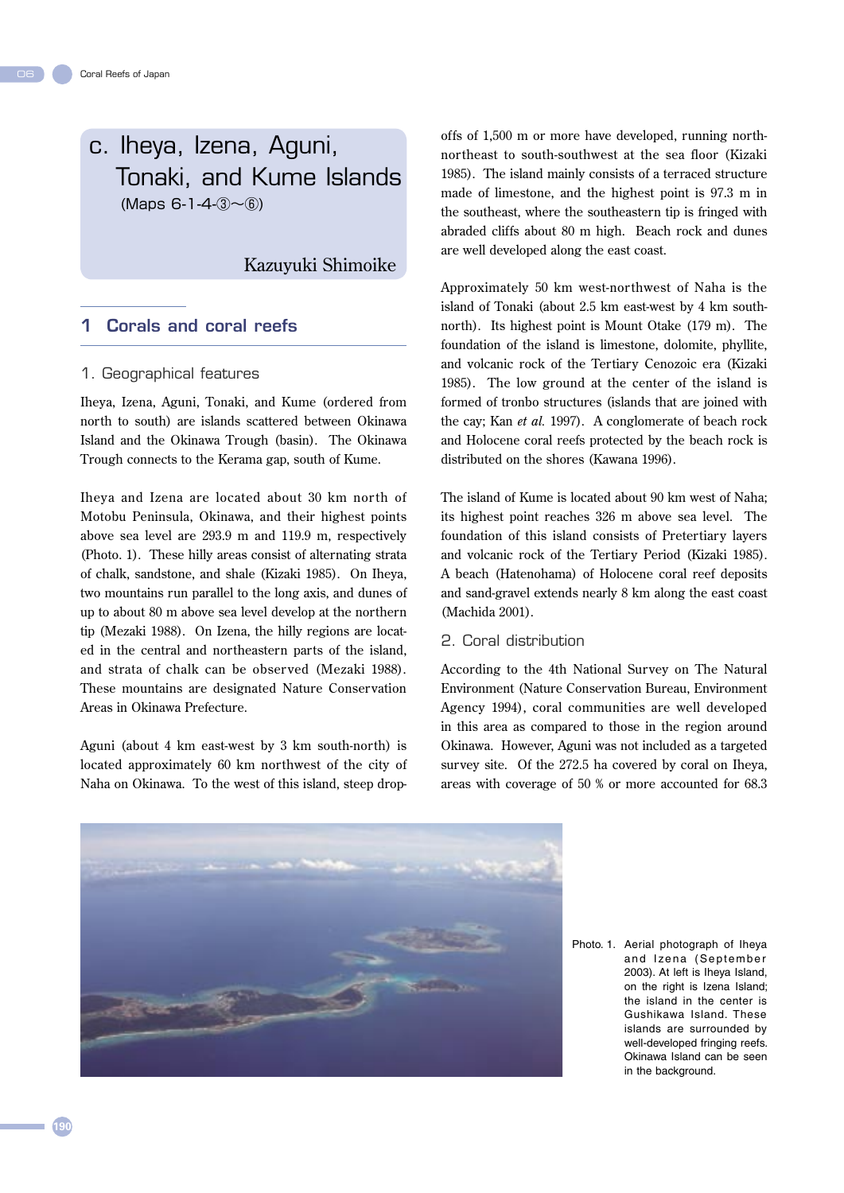# c. Iheya, Izena, Aguni, Tonaki, and Kume Islands

(Maps 6-1-4-③〜⑥)

Kazuyuki Shimoike

## 1 Corals and coral reefs

### 1. Geographical features

Iheya, Izena, Aguni, Tonaki, and Kume (ordered from north to south) are islands scattered between Okinawa Island and the Okinawa Trough (basin). The Okinawa Trough connects to the Kerama gap, south of Kume.

Iheya and Izena are located about 30 km north of Motobu Peninsula, Okinawa, and their highest points above sea level are 293.9 m and 119.9 m, respectively (Photo. 1). These hilly areas consist of alternating strata of chalk, sandstone, and shale (Kizaki 1985). On Iheya, two mountains run parallel to the long axis, and dunes of up to about 80 m above sea level develop at the northern tip (Mezaki 1988). On Izena, the hilly regions are located in the central and northeastern parts of the island, and strata of chalk can be observed (Mezaki 1988). These mountains are designated Nature Conservation Areas in Okinawa Prefecture.

Aguni (about 4 km east-west by 3 km south-north) is located approximately 60 km northwest of the city of Naha on Okinawa. To the west of this island, steep drop-offs of 1,500 m or more have developed, running north-northeast to south-southwest at the sea floor (Kizaki 1985). The island mainly consists of a terraced structure made of limestone, and the highest point is 97.3 m in the southeast, where the southeastern tip is fringed with abraded cliffs about 80 m high. Beach rock and dunes are well developed along the east coast.

Approximately 50 km west-northwest of Naha is the island of Tonaki (about 2.5 km east-west by 4 km south-north). Its highest point is Mount Otake (179 m). The foundation of the island is limestone, dolomite, phyllite, and volcanic rock of the Tertiary Cenozoic era (Kizaki 1985). The low ground at the center of the island is formed of tronbo structures (islands that are joined with the cay; Kan *et al.* 1997). A conglomerate of beach rock and Holocene coral reefs protected by the beach rock is distributed on the shores (Kawana 1996).

The island of Kume is located about 90 km west of Naha; its highest point reaches 326 m above sea level. The foundation of this island consists of Pretertiary layers and volcanic rock of the Tertiary Period (Kizaki 1985). A beach (Hatenohama) of Holocene coral reef deposits and sand-gravel extends nearly 8 km along the east coast (Machida 2001).

### 2. Coral distribution

According to the 4th National Survey on The Natural Environment (Nature Conservation Bureau, Environment Agency 1994), coral communities are well developed in this area as compared to those in the region around Okinawa. However, Aguni was not included as a targeted survey site. Of the 272.5 ha covered by coral on Iheya, areas with coverage of 50 % or more accounted for 68.3

Photo. 1. Aerial photograph of Iheya and Izena (September 2003). At left is Iheya Island, on the right is Izena Island; the island in the center is Gushikawa Island. These islands are surrounded by well-developed fringing reefs. Okinawa Island can be seen in the background.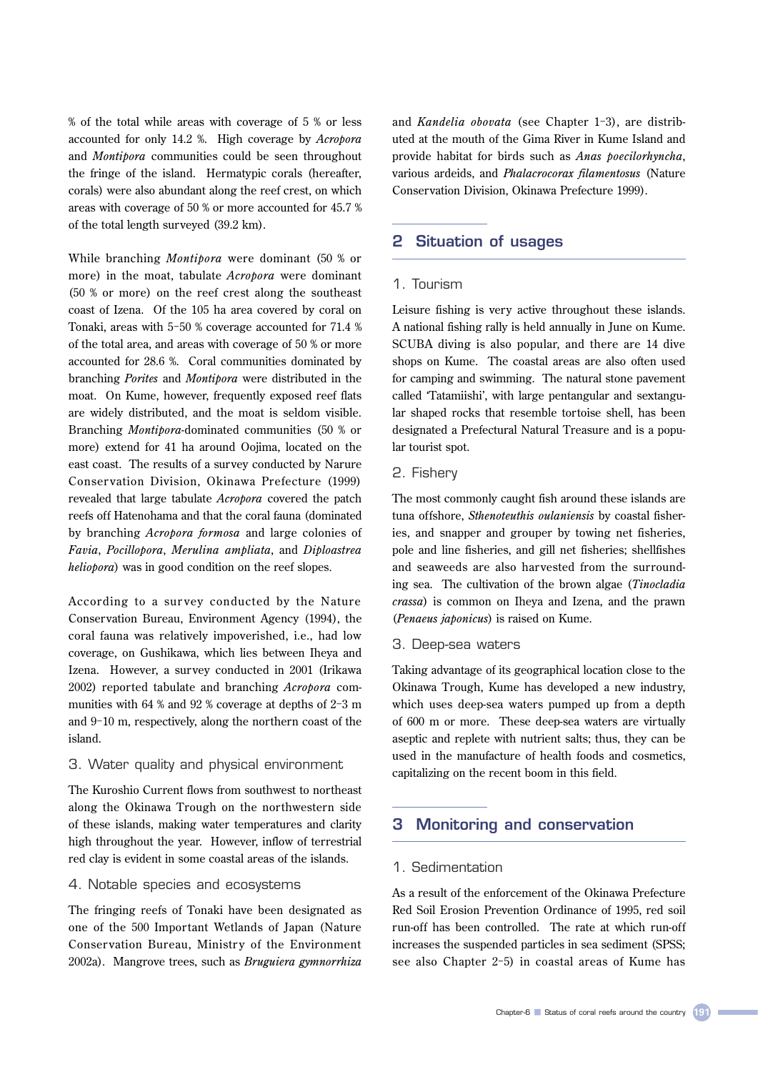% of the total while areas with coverage of 5 % or less accounted for only 14.2 %. High coverage by *Acropora* and *Montipora* communities could be seen throughout the fringe of the island. Hermatypic corals (hereafter, corals) were also abundant along the reef crest, on which areas with coverage of 50 % or more accounted for 45.7 % of the total length surveyed (39.2 km).

While branching *Montipora* were dominant (50 % or more) in the moat, tabulate *Acropora* were dominant (50 % or more) on the reef crest along the southeast coast of Izena. Of the 105 ha area covered by coral on Tonaki, areas with 5-50 % coverage accounted for 71.4 % of the total area, and areas with coverage of 50 % or more accounted for 28.6 %. Coral communities dominated by branching *Porites* and *Montipora* were distributed in the moat. On Kume, however, frequently exposed reef flats are widely distributed, and the moat is seldom visible. Branching *Montipora*-dominated communities (50 % or more) extend for 41 ha around Oojima, located on the east coast. The results of a survey conducted by Narure Conservation Division, Okinawa Prefecture (1999) revealed that large tabulate *Acropora* covered the patch reefs off Hatenohama and that the coral fauna (dominated by branching *Acropora formosa* and large colonies of *Favia*, *Pocillopora*, *Merulina ampliata*, and *Diploastrea heliopora*) was in good condition on the reef slopes.

According to a survey conducted by the Nature Conservation Bureau, Environment Agency (1994), the coral fauna was relatively impoverished, i.e., had low coverage, on Gushikawa, which lies between Iheya and Izena. However, a survey conducted in 2001 (Irikawa 2002) reported tabulate and branching *Acropora* communities with 64 % and 92 % coverage at depths of 2-3 m and 9-10 m, respectively, along the northern coast of the island.

### 3. Water quality and physical environment

The Kuroshio Current flows from southwest to northeast along the Okinawa Trough on the northwestern side of these islands, making water temperatures and clarity high throughout the year. However, inflow of terrestrial red clay is evident in some coastal areas of the islands.

### 4. Notable species and ecosystems

The fringing reefs of Tonaki have been designated as one of the 500 Important Wetlands of Japan (Nature Conservation Bureau, Ministry of the Environment 2002a). Mangrove trees, such as *Bruguiera gymnorrhiza* and *Kandelia obovata* (see Chapter 1-3), are distributed at the mouth of the Gima River in Kume Island and provide habitat for birds such as *Anas poecilorhyncha*, various ardeids, and *Phalacrocorax filamentosus* (Nature Conservation Division, Okinawa Prefecture 1999).

## 2 Situation of usages

### 1. Tourism

Leisure fishing is very active throughout these islands. A national fishing rally is held annually in June on Kume. SCUBA diving is also popular, and there are 14 dive shops on Kume. The coastal areas are also often used for camping and swimming. The natural stone pavement called 'Tatamiishi', with large pentangular and sextangular shaped rocks that resemble tortoise shell, has been designated a Prefectural Natural Treasure and is a popular tourist spot.

### 2. Fishery

The most commonly caught fish around these islands are tuna offshore, *Sthenoteuthis oulaniensis* by coastal fisheries, and snapper and grouper by towing net fisheries, pole and line fisheries, and gill net fisheries; shellfishes and seaweeds are also harvested from the surrounding sea. The cultivation of the brown algae (*Tinocladia crassa*) is common on Iheya and Izena, and the prawn (*Penaeus japonicus*) is raised on Kume.

### 3. Deep-sea waters

Taking advantage of its geographical location close to the Okinawa Trough, Kume has developed a new industry, which uses deep-sea waters pumped up from a depth of 600 m or more. These deep-sea waters are virtually aseptic and replete with nutrient salts; thus, they can be used in the manufacture of health foods and cosmetics, capitalizing on the recent boom in this field.

## 3 Monitoring and conservation

### 1. Sedimentation

As a result of the enforcement of the Okinawa Prefecture Red Soil Erosion Prevention Ordinance of 1995, red soil run-off has been controlled. The rate at which run-off increases the suspended particles in sea sediment (SPSS; see also Chapter 2-5) in coastal areas of Kume has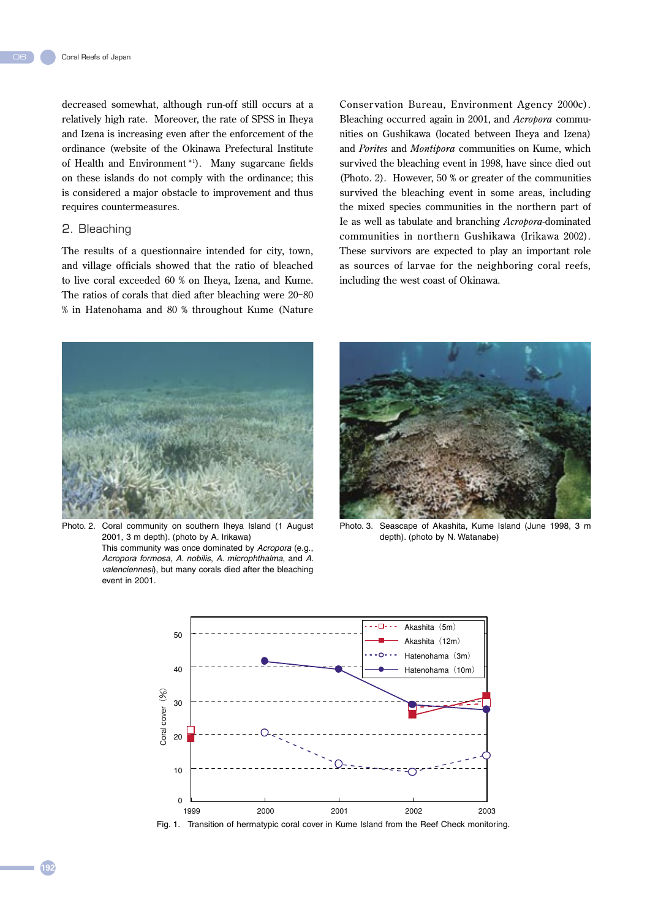decreased somewhat, although run-off still occurs at a relatively high rate. Moreover, the rate of SPSS in Iheya and Izena is increasing even after the enforcement of the ordinance (website of the Okinawa Prefectural Institute of Health and Environment [*1]). Many sugarcane fields on these islands do not comply with the ordinance; this is considered a major obstacle to improvement and thus requires countermeasures.

## 2. Bleaching

The results of a questionnaire intended for city, town, and village officials showed that the ratio of bleached to live coral exceeded 60 % on Iheya, Izena, and Kume. The ratios of corals that died after bleaching were 20-80 % in Hatenohama and 80 % throughout Kume (Nature Conservation Bureau, Environment Agency 2000c). Bleaching occurred again in 2001, and *Acropora* communities on Gushikawa (located between Iheya and Izena) and *Porites* and *Montipora* communities on Kume, which survived the bleaching event in 1998, have since died out (Photo. 2). However, 50 % or greater of the communities survived the bleaching event in some areas, including the mixed species communities in the northern part of Ie as well as tabulate and branching *Acropora*-dominated communities in northern Gushikawa (Irikawa 2002). These survivors are expected to play an important role as sources of larvae for the neighboring coral reefs, including the west coast of Okinawa.

Photo. 2. Coral community on southern Iheya Island (1 August 2001, 3 m depth). (photo by A. Irikawa)
This community was once dominated by *Acropora* (e.g., *Acropora formosa*, *A. nobilis*, *A. microphthalma*, and *A. valenciennesi*), but many corals died after the bleaching event in 2001.

Photo. 3. Seascape of Akashita, Kume Island (June 1998, 3 m depth). (photo by N. Watanabe)

Fig. 1. Transition of hermatypic coral cover in Kume Island from the Reef Check monitoring.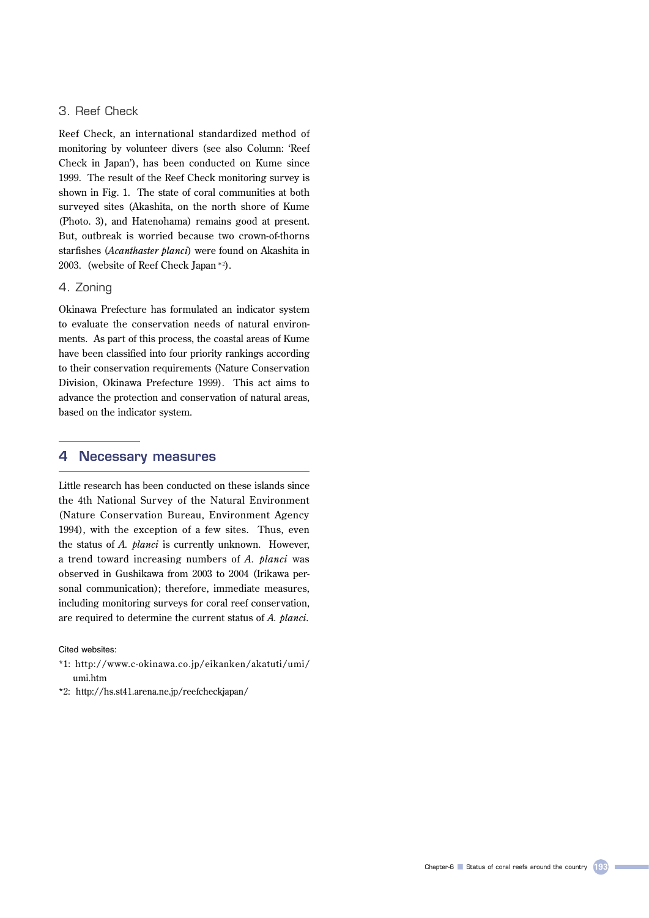### 3. Reef Check

Reef Check, an international standardized method of monitoring by volunteer divers (see also Column: 'Reef Check in Japan'), has been conducted on Kume since 1999. The result of the Reef Check monitoring survey is shown in Fig. 1. The state of coral communities at both surveyed sites (Akashita, on the north shore of Kume (Photo. 3), and Hatenohama) remains good at present. But, outbreak is worried because two crown-of-thorns starfishes (*Acanthaster planci*) were found on Akashita in 2003. (website of Reef Check Japan *2).

### 4. Zoning

Okinawa Prefecture has formulated an indicator system to evaluate the conservation needs of natural environments. As part of this process, the coastal areas of Kume have been classified into four priority rankings according to their conservation requirements (Nature Conservation Division, Okinawa Prefecture 1999). This act aims to advance the protection and conservation of natural areas, based on the indicator system.

## 4 Necessary measures

Little research has been conducted on these islands since the 4th National Survey of the Natural Environment (Nature Conservation Bureau, Environment Agency 1994), with the exception of a few sites. Thus, even the status of *A. planci* is currently unknown. However, a trend toward increasing numbers of *A. planci* was observed in Gushikawa from 2003 to 2004 (Irikawa personal communication); therefore, immediate measures, including monitoring surveys for coral reef conservation, are required to determine the current status of *A. planci*.

Cited websites:

*1: http://www.c-okinawa.co.jp/eikanken/akatuti/umi/umi.htm

*2: http://hs.st41.arena.ne.jp/reefcheckjapan/